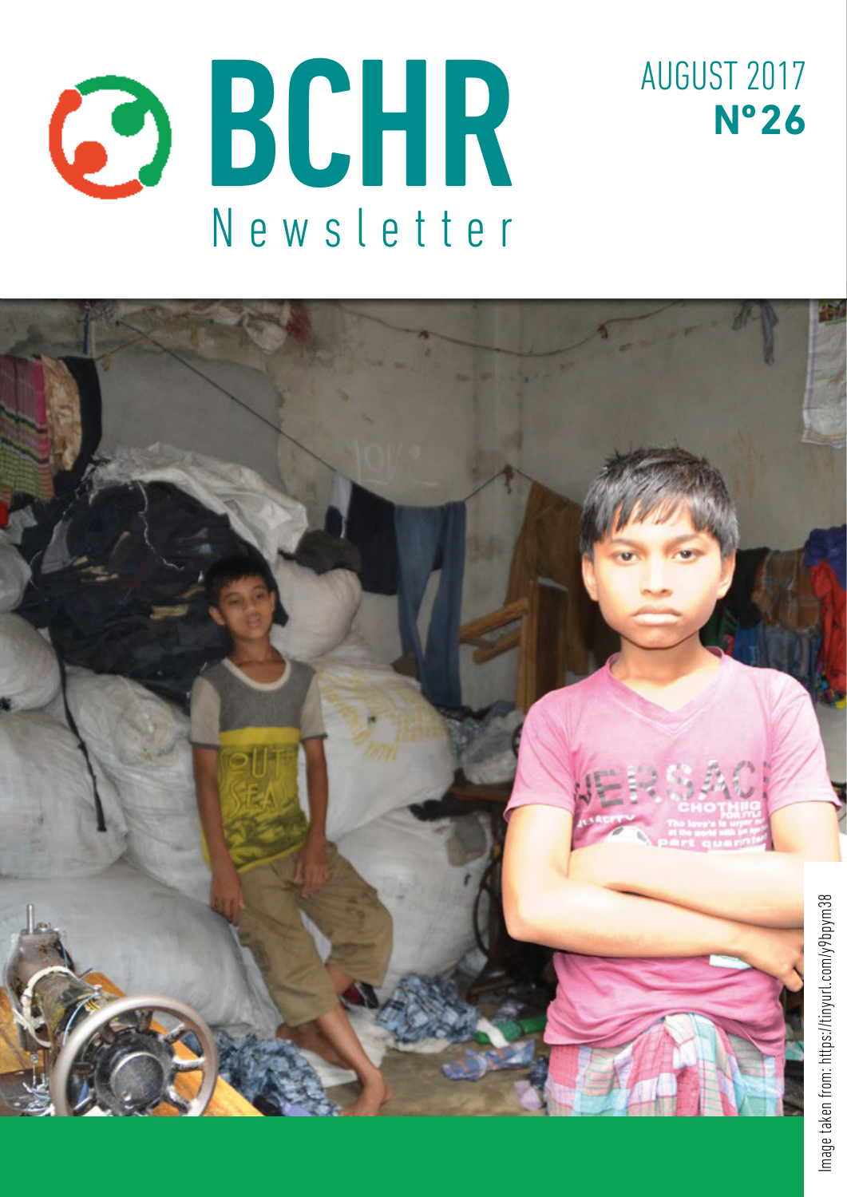# BCHR Newsletter

AUGUST 2017

**Nº26**

Image taken from: https://tinyurl.com/y9bpym38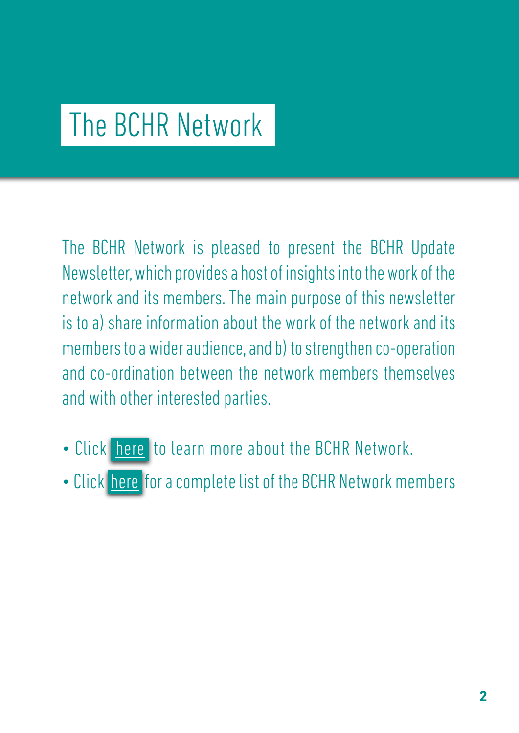# The BCHR Network

The BCHR Network is pleased to present the BCHR Update Newsletter, which provides a host of insights into the work of the network and its members. The main purpose of this newsletter is to a) share information about the work of the network and its members to a wider audience, and b) to strengthen co-operation and co-ordination between the network members themselves and with other interested parties.

- Click here to learn more about the BCHR Network.
- Click here for a complete list of the BCHR Network members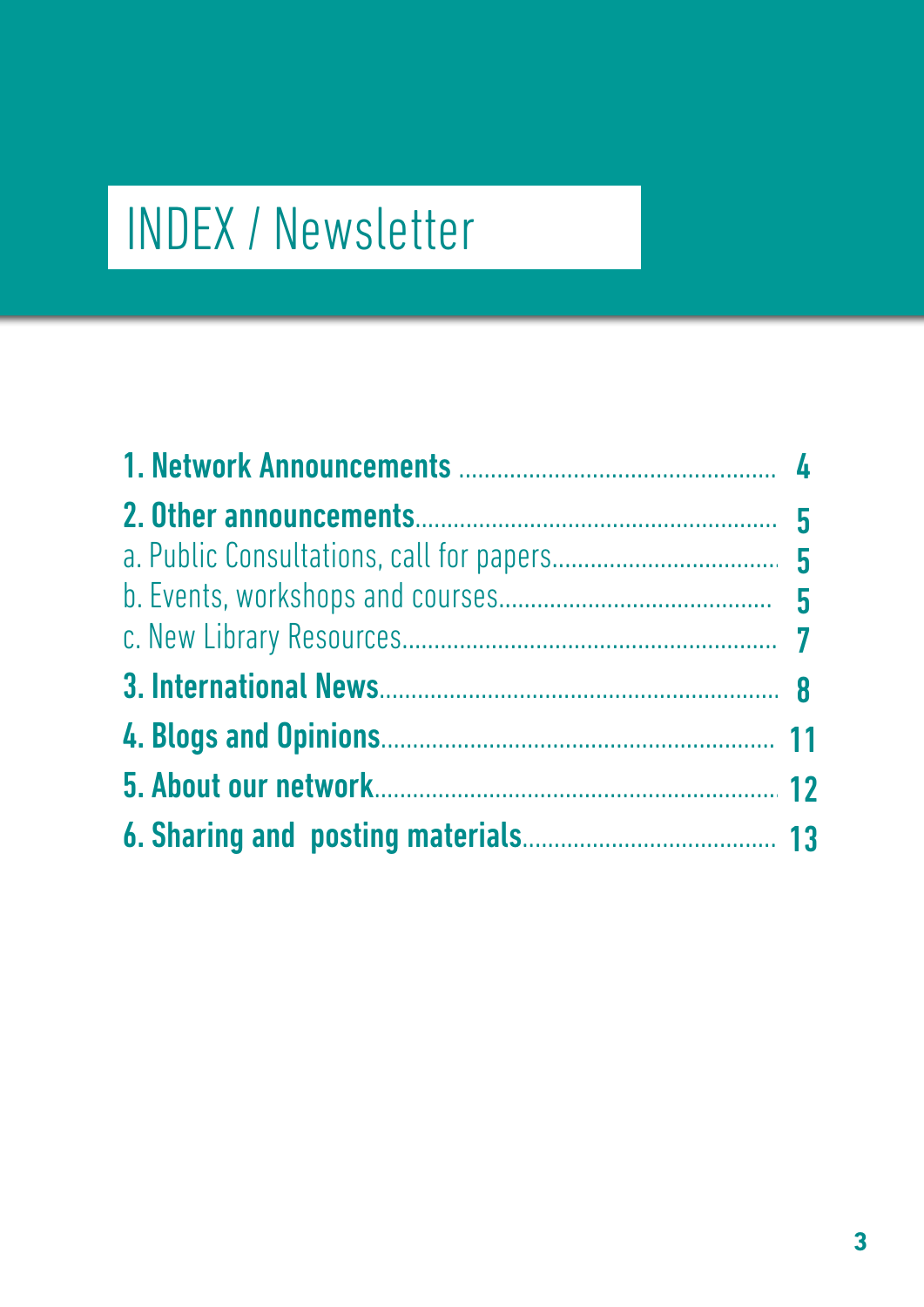# INDEX / Newsletter

**1. Network Announcements** ................................................. **4**

**2. Other announcements**........................................................ **5**

a. Public Consultations, call for papers.................................. **5**

b. Events, workshops and courses.......................................... **5**

c. New Library Resources........................................................ **7**

**3. International News**............................................................ **8**

**4. Blogs and Opinions**........................................................... **11**

**5. About our network**............................................................. **12**

**6. Sharing and  posting materials**........................................ **13**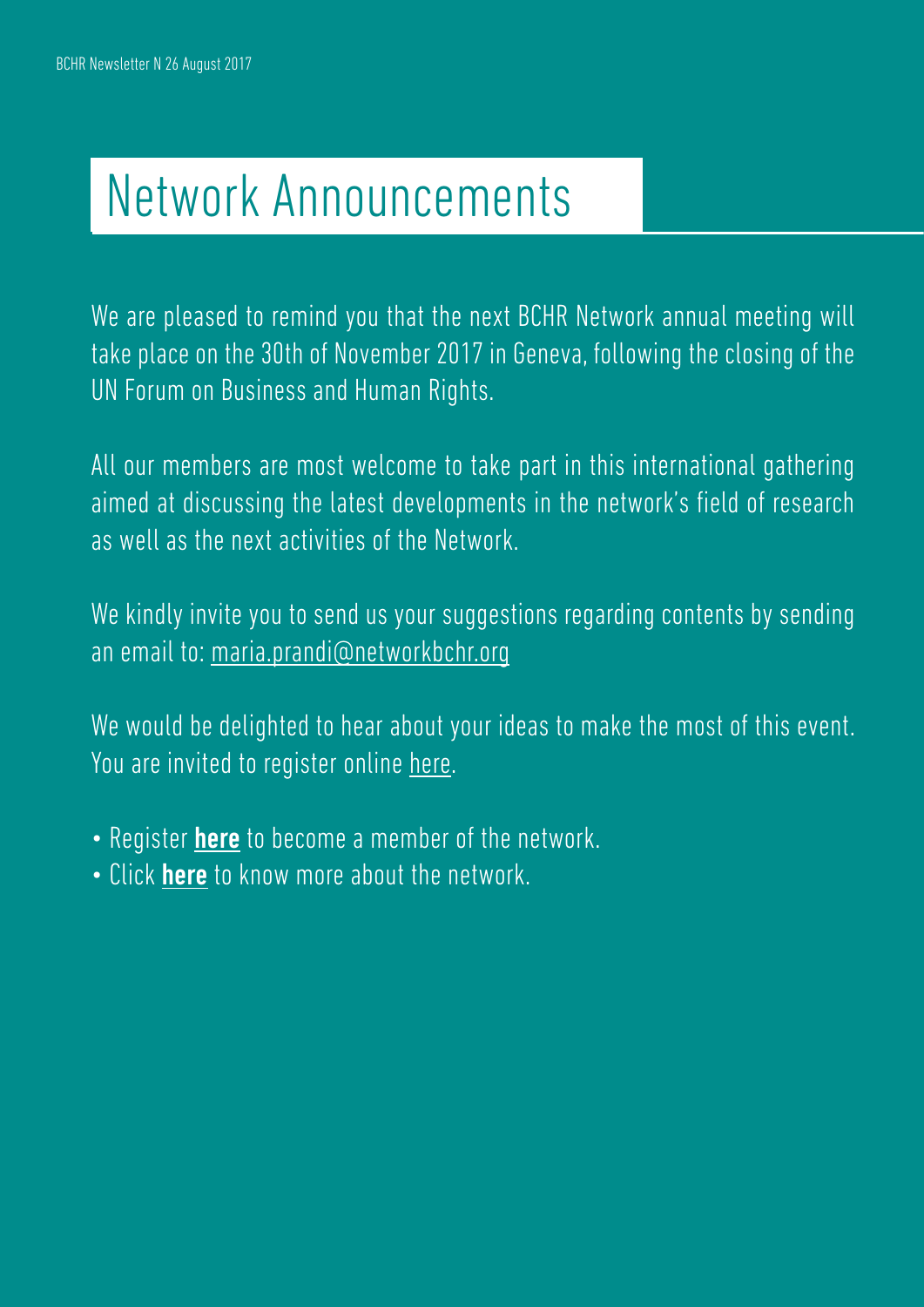# Network Announcements

We are pleased to remind you that the next BCHR Network annual meeting will take place on the 30th of November 2017 in Geneva, following the closing of the UN Forum on Business and Human Rights.

All our members are most welcome to take part in this international gathering aimed at discussing the latest developments in the network's field of research as well as the next activities of the Network.

We kindly invite you to send us your suggestions regarding contents by sending an email to: maria.prandi@networkbchr.org

We would be delighted to hear about your ideas to make the most of this event. You are invited to register online here.

- Register **here** to become a member of the network.
- Click **here** to know more about the network.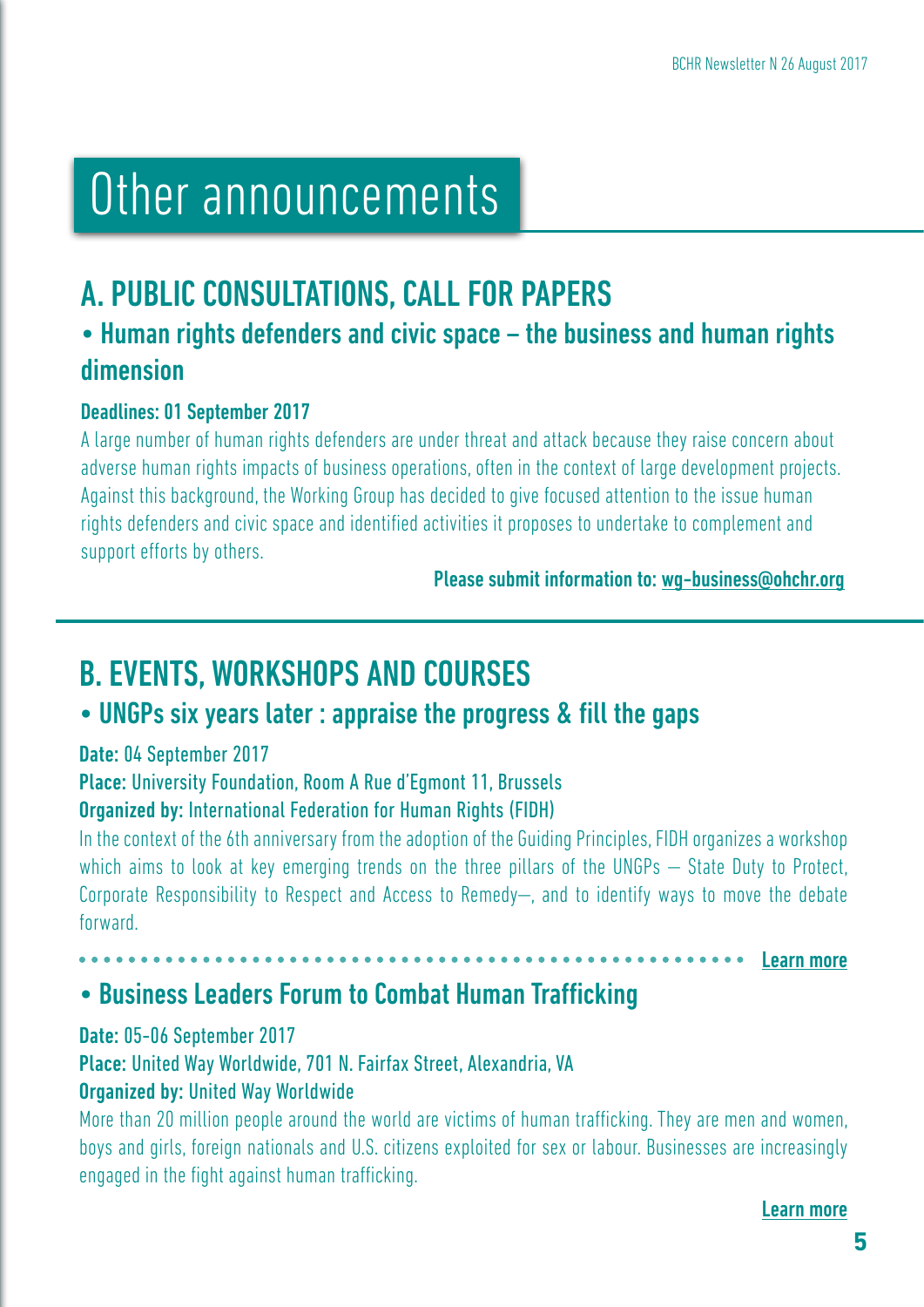# Other announcements

## A. PUBLIC CONSULTATIONS, CALL FOR PAPERS

### • Human rights defenders and civic space – the business and human rights dimension

**Deadlines: 01 September 2017**

A large number of human rights defenders are under threat and attack because they raise concern about adverse human rights impacts of business operations, often in the context of large development projects. Against this background, the Working Group has decided to give focused attention to the issue human rights defenders and civic space and identified activities it proposes to undertake to complement and support efforts by others.

**Please submit information to: wg-business@ohchr.org**

## B. EVENTS, WORKSHOPS AND COURSES

### • UNGPs six years later : appraise the progress & fill the gaps

**Date:** 04 September 2017

**Place:** University Foundation, Room A Rue d'Egmont 11, Brussels

**Organized by:** International Federation for Human Rights (FIDH)

In the context of the 6th anniversary from the adoption of the Guiding Principles, FIDH organizes a workshop which aims to look at key emerging trends on the three pillars of the UNGPs — State Duty to Protect, Corporate Responsibility to Respect and Access to Remedy—, and to identify ways to move the debate forward.

**Learn more**

### • Business Leaders Forum to Combat Human Trafficking

**Date:** 05-06 September 2017

**Place:** United Way Worldwide, 701 N. Fairfax Street, Alexandria, VA

**Organized by:** United Way Worldwide

More than 20 million people around the world are victims of human trafficking. They are men and women, boys and girls, foreign nationals and U.S. citizens exploited for sex or labour. Businesses are increasingly engaged in the fight against human trafficking.

**Learn more**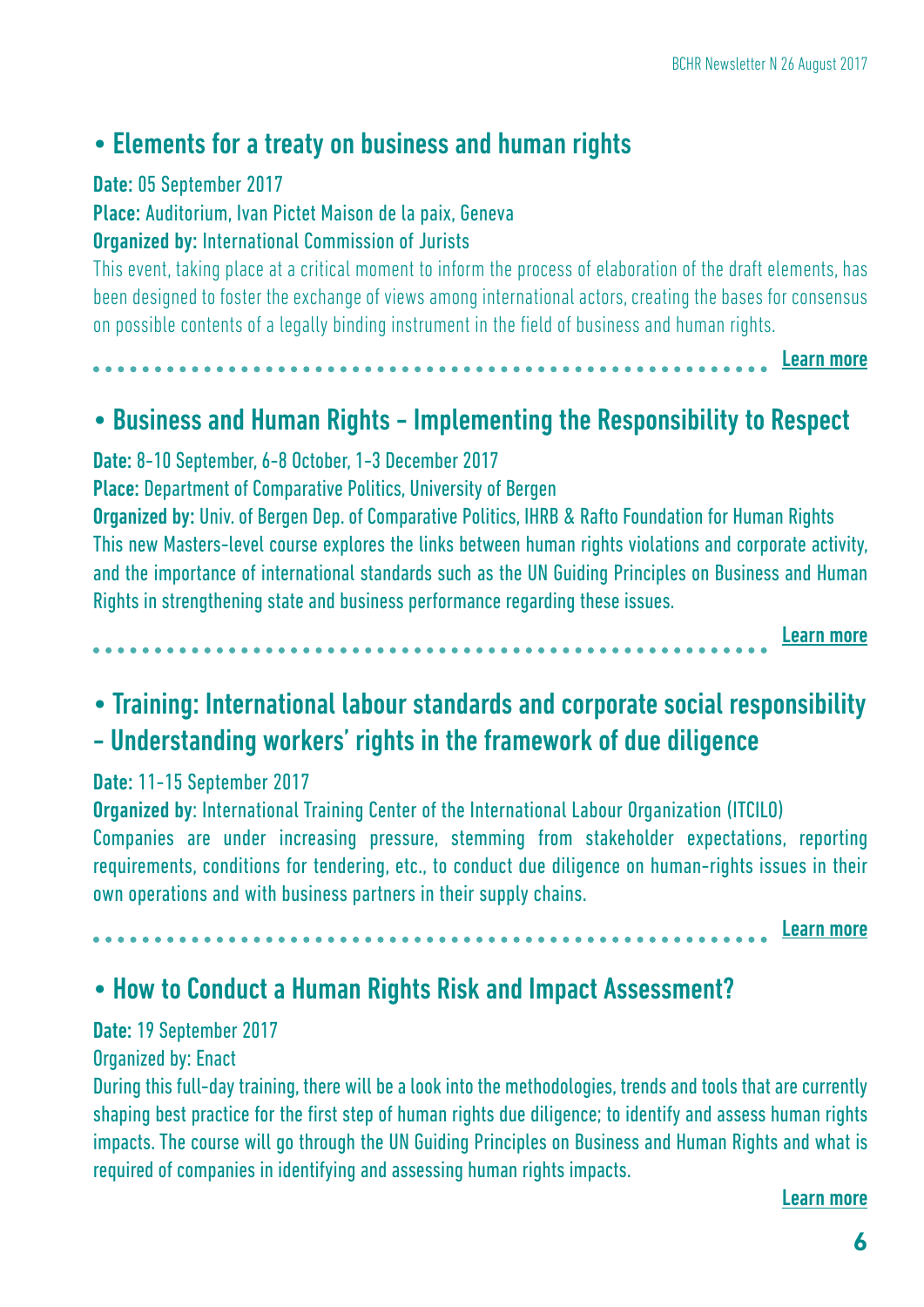## • Elements for a treaty on business and human rights

**Date:** 05 September 2017

**Place:** Auditorium, Ivan Pictet Maison de la paix, Geneva

**Organized by:** International Commission of Jurists

This event, taking place at a critical moment to inform the process of elaboration of the draft elements, has been designed to foster the exchange of views among international actors, creating the bases for consensus on possible contents of a legally binding instrument in the field of business and human rights.

**Learn more**

## • Business and Human Rights - Implementing the Responsibility to Respect

**Date:** 8-10 September, 6-8 October, 1-3 December 2017

**Place:** Department of Comparative Politics, University of Bergen

**Organized by:** Univ. of Bergen Dep. of Comparative Politics, IHRB & Rafto Foundation for Human Rights

This new Masters-level course explores the links between human rights violations and corporate activity, and the importance of international standards such as the UN Guiding Principles on Business and Human Rights in strengthening state and business performance regarding these issues.

**Learn more**

## • Training: International labour standards and corporate social responsibility - Understanding workers' rights in the framework of due diligence

**Date:** 11-15 September 2017

**Organized by**: International Training Center of the International Labour Organization (ITCILO)

Companies are under increasing pressure, stemming from stakeholder expectations, reporting requirements, conditions for tendering, etc., to conduct due diligence on human-rights issues in their own operations and with business partners in their supply chains.

**Learn more**

## • How to Conduct a Human Rights Risk and Impact Assessment?

**Date:** 19 September 2017

Organized by: Enact

During this full-day training, there will be a look into the methodologies, trends and tools that are currently shaping best practice for the first step of human rights due diligence; to identify and assess human rights impacts. The course will go through the UN Guiding Principles on Business and Human Rights and what is required of companies in identifying and assessing human rights impacts.

**Learn more**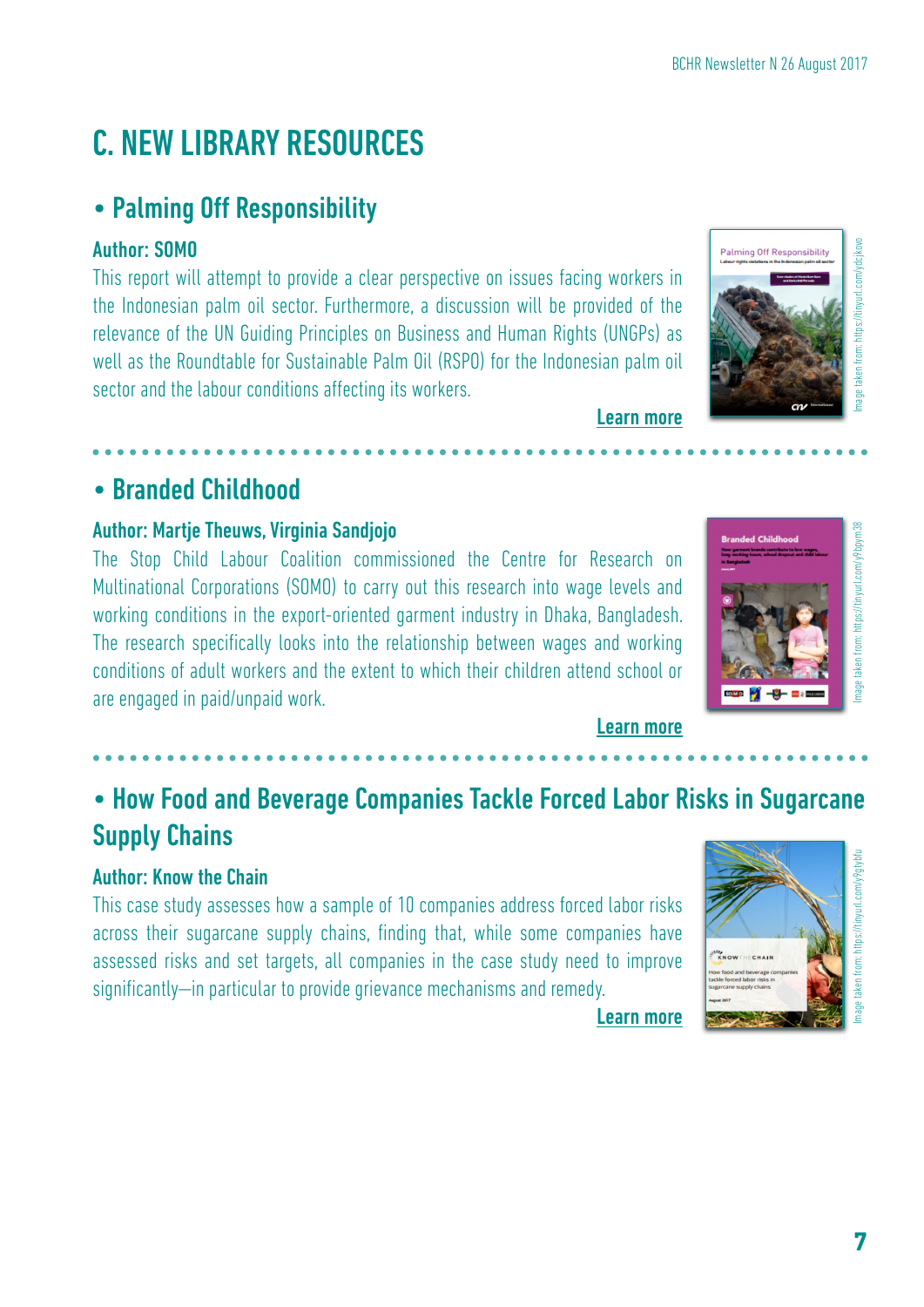# C. NEW LIBRARY RESOURCES

## • Palming Off Responsibility

**Author: SOMO**

This report will attempt to provide a clear perspective on issues facing workers in the Indonesian palm oil sector. Furthermore, a discussion will be provided of the relevance of the UN Guiding Principles on Business and Human Rights (UNGPs) as well as the Roundtable for Sustainable Palm Oil (RSPO) for the Indonesian palm oil sector and the labour conditions affecting its workers.

Learn more

Image taken from: https://tinyurl.com/ydcjkovo

## • Branded Childhood

**Author: Martje Theuws, Virginia Sandjojo**

The Stop Child Labour Coalition commissioned the Centre for Research on Multinational Corporations (SOMO) to carry out this research into wage levels and working conditions in the export-oriented garment industry in Dhaka, Bangladesh. The research specifically looks into the relationship between wages and working conditions of adult workers and the extent to which their children attend school or are engaged in paid/unpaid work.

Learn more

Image taken from: https://tinyurl.com/y9bpym38

## • How Food and Beverage Companies Tackle Forced Labor Risks in Sugarcane Supply Chains

**Author: Know the Chain**

This case study assesses how a sample of 10 companies address forced labor risks across their sugarcane supply chains, finding that, while some companies have assessed risks and set targets, all companies in the case study need to improve significantly—in particular to provide grievance mechanisms and remedy.

Learn more

Image taken from: https://tinyurl.com/y9glybfu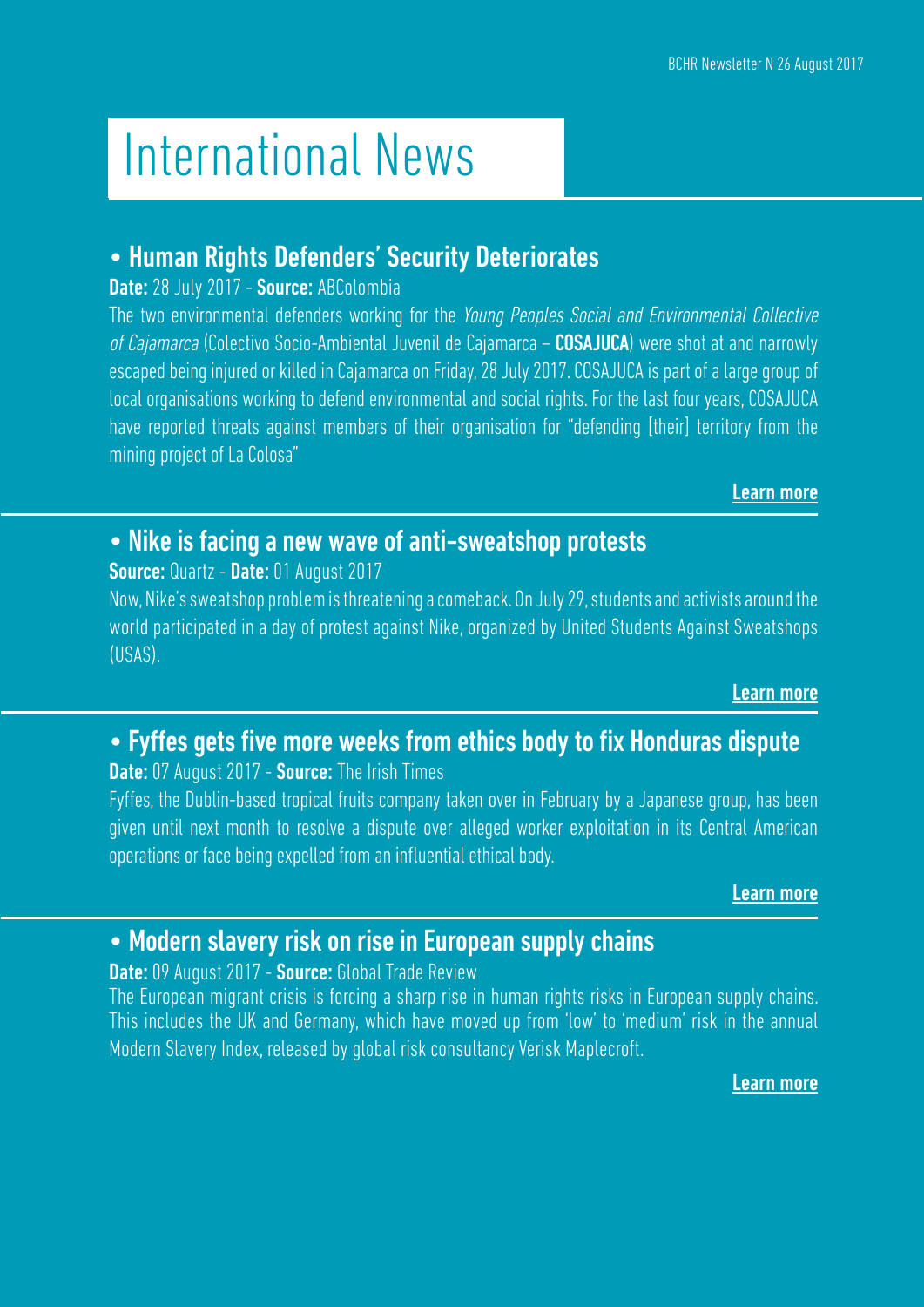# International News

## • Human Rights Defenders' Security Deteriorates

**Date:** 28 July 2017 - **Source:** ABColombia

The two environmental defenders working for the *Young Peoples Social and Environmental Collective of Cajamarca* (Colectivo Socio-Ambiental Juvenil de Cajamarca – **COSAJUCA**) were shot at and narrowly escaped being injured or killed in Cajamarca on Friday, 28 July 2017. COSAJUCA is part of a large group of local organisations working to defend environmental and social rights. For the last four years, COSAJUCA have reported threats against members of their organisation for "defending [their] territory from the mining project of La Colosa"

**Learn more**

## • Nike is facing a new wave of anti-sweatshop protests

**Source:** Quartz - **Date:** 01 August 2017

Now, Nike's sweatshop problem is threatening a comeback. On July 29, students and activists around the world participated in a day of protest against Nike, organized by United Students Against Sweatshops (USAS).

**Learn more**

## • Fyffes gets five more weeks from ethics body to fix Honduras dispute

**Date:** 07 August 2017 - **Source:** The Irish Times

Fyffes, the Dublin-based tropical fruits company taken over in February by a Japanese group, has been given until next month to resolve a dispute over alleged worker exploitation in its Central American operations or face being expelled from an influential ethical body.

**Learn more**

## • Modern slavery risk on rise in European supply chains

**Date:** 09 August 2017 - **Source:** Global Trade Review

The European migrant crisis is forcing a sharp rise in human rights risks in European supply chains. This includes the UK and Germany, which have moved up from 'low' to 'medium' risk in the annual Modern Slavery Index, released by global risk consultancy Verisk Maplecroft.

**Learn more**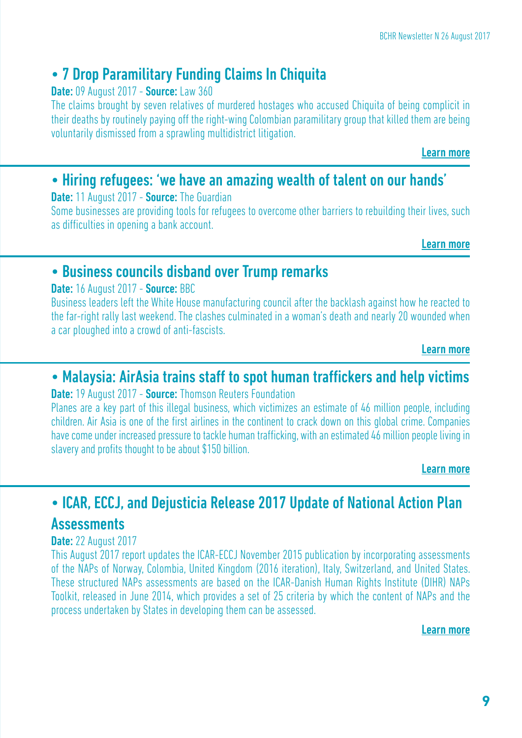### • 7 Drop Paramilitary Funding Claims In Chiquita

**Date:** 09 August 2017 - **Source:** Law 360

The claims brought by seven relatives of murdered hostages who accused Chiquita of being complicit in their deaths by routinely paying off the right-wing Colombian paramilitary group that killed them are being voluntarily dismissed from a sprawling multidistrict litigation.

**Learn more**

### • Hiring refugees: 'we have an amazing wealth of talent on our hands'

**Date:** 11 August 2017 - **Source:** The Guardian

Some businesses are providing tools for refugees to overcome other barriers to rebuilding their lives, such as difficulties in opening a bank account.

**Learn more**

### • Business councils disband over Trump remarks

**Date:** 16 August 2017 - **Source:** BBC

Business leaders left the White House manufacturing council after the backlash against how he reacted to the far-right rally last weekend. The clashes culminated in a woman's death and nearly 20 wounded when a car ploughed into a crowd of anti-fascists.

**Learn more**

### • Malaysia: AirAsia trains staff to spot human traffickers and help victims

**Date:** 19 August 2017 - **Source:** Thomson Reuters Foundation

Planes are a key part of this illegal business, which victimizes an estimate of 46 million people, including children. Air Asia is one of the first airlines in the continent to crack down on this global crime. Companies have come under increased pressure to tackle human trafficking, with an estimated 46 million people living in slavery and profits thought to be about $150 billion.

**Learn more**

### • ICAR, ECCJ, and Dejusticia Release 2017 Update of National Action Plan Assessments

**Date:** 22 August 2017

This August 2017 report updates the ICAR-ECCJ November 2015 publication by incorporating assessments of the NAPs of Norway, Colombia, United Kingdom (2016 iteration), Italy, Switzerland, and United States. These structured NAPs assessments are based on the ICAR-Danish Human Rights Institute (DIHR) NAPs Toolkit, released in June 2014, which provides a set of 25 criteria by which the content of NAPs and the process undertaken by States in developing them can be assessed.

**Learn more**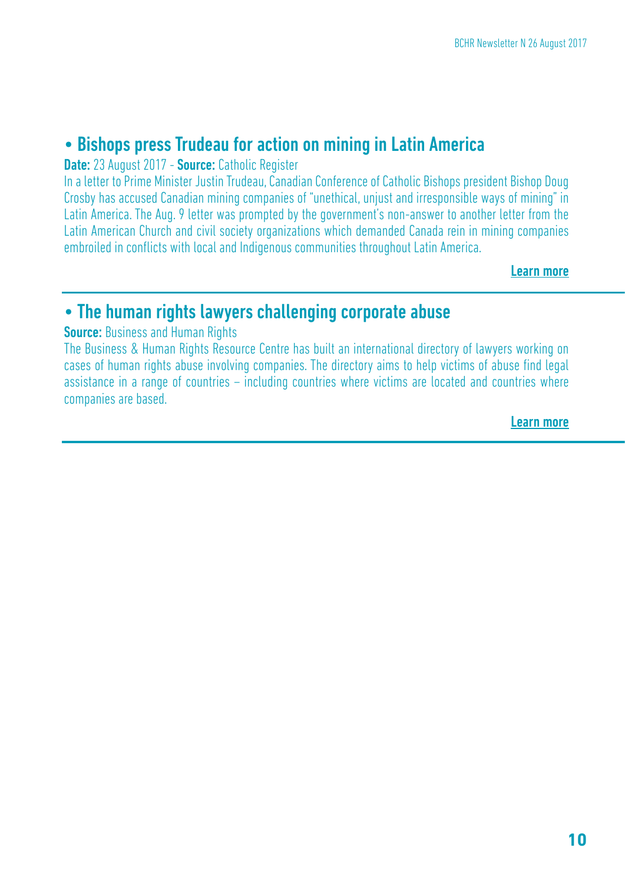## • Bishops press Trudeau for action on mining in Latin America

**Date:** 23 August 2017 - **Source:** Catholic Register

In a letter to Prime Minister Justin Trudeau, Canadian Conference of Catholic Bishops president Bishop Doug Crosby has accused Canadian mining companies of "unethical, unjust and irresponsible ways of mining" in Latin America. The Aug. 9 letter was prompted by the government's non-answer to another letter from the Latin American Church and civil society organizations which demanded Canada rein in mining companies embroiled in conflicts with local and Indigenous communities throughout Latin America.

**Learn more**

---

## • The human rights lawyers challenging corporate abuse

**Source:** Business and Human Rights

The Business & Human Rights Resource Centre has built an international directory of lawyers working on cases of human rights abuse involving companies. The directory aims to help victims of abuse find legal assistance in a range of countries – including countries where victims are located and countries where companies are based.

**Learn more**

---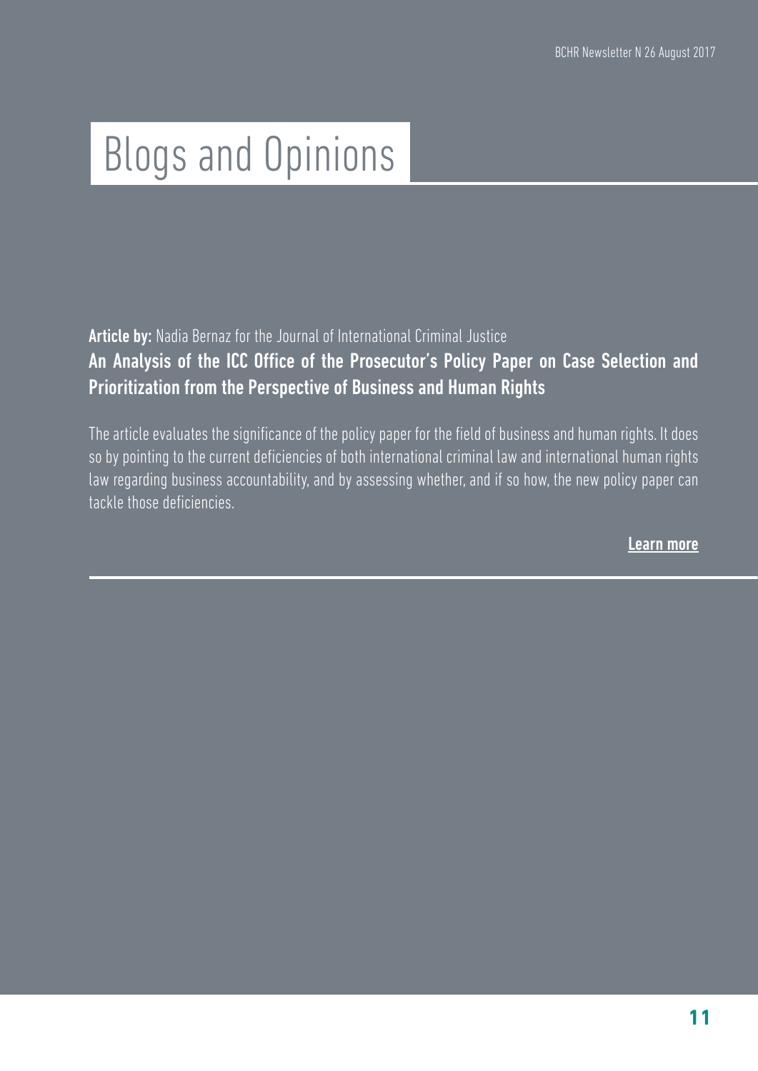# Blogs and Opinions

**Article by:** Nadia Bernaz for the Journal of International Criminal Justice

**An Analysis of the ICC Office of the Prosecutor's Policy Paper on Case Selection and Prioritization from the Perspective of Business and Human Rights**

The article evaluates the significance of the policy paper for the field of business and human rights. It does so by pointing to the current deficiencies of both international criminal law and international human rights law regarding business accountability, and by assessing whether, and if so how, the new policy paper can tackle those deficiencies.

**Learn more**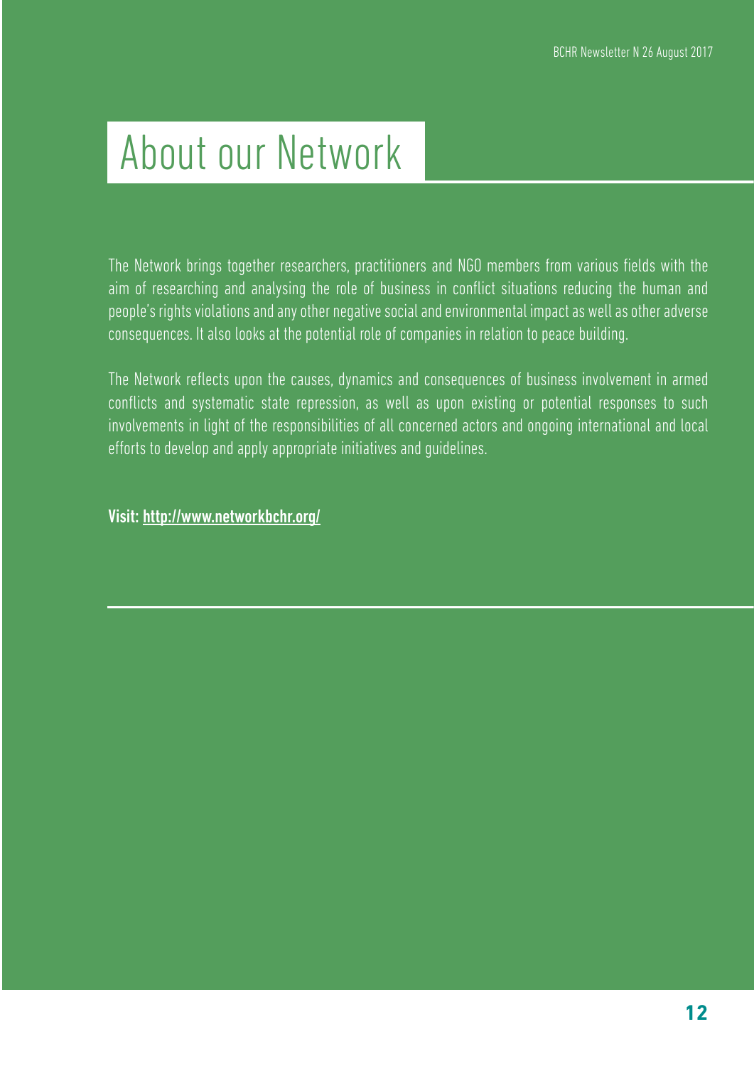# About our Network

The Network brings together researchers, practitioners and NGO members from various fields with the aim of researching and analysing the role of business in conflict situations reducing the human and people's rights violations and any other negative social and environmental impact as well as other adverse consequences. It also looks at the potential role of companies in relation to peace building.

The Network reflects upon the causes, dynamics and consequences of business involvement in armed conflicts and systematic state repression, as well as upon existing or potential responses to such involvements in light of the responsibilities of all concerned actors and ongoing international and local efforts to develop and apply appropriate initiatives and guidelines.

**Visit: http://www.networkbchr.org/**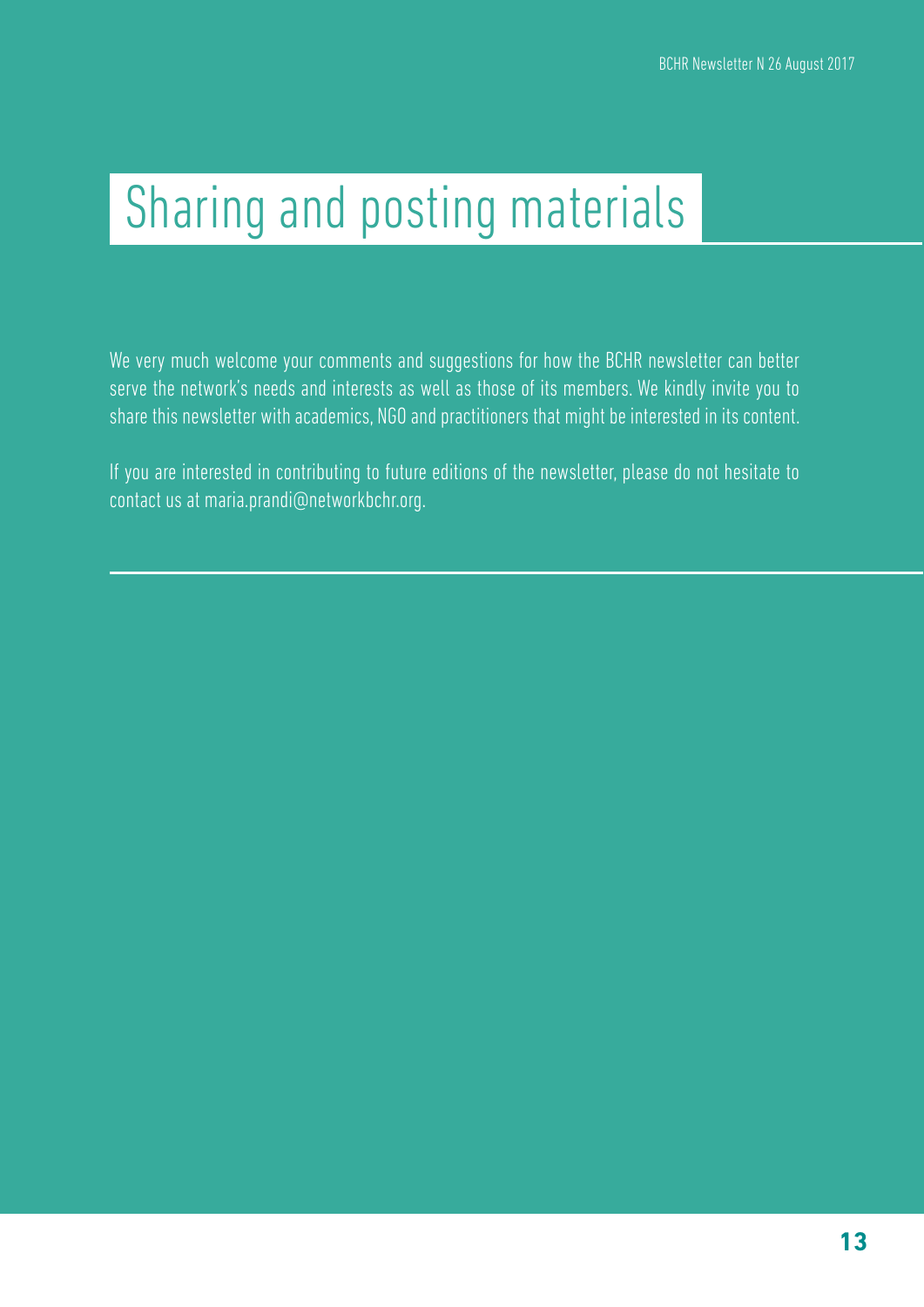# Sharing and posting materials

We very much welcome your comments and suggestions for how the BCHR newsletter can better serve the network's needs and interests as well as those of its members. We kindly invite you to share this newsletter with academics, NGO and practitioners that might be interested in its content.

If you are interested in contributing to future editions of the newsletter, please do not hesitate to contact us at maria.prandi@networkbchr.org.